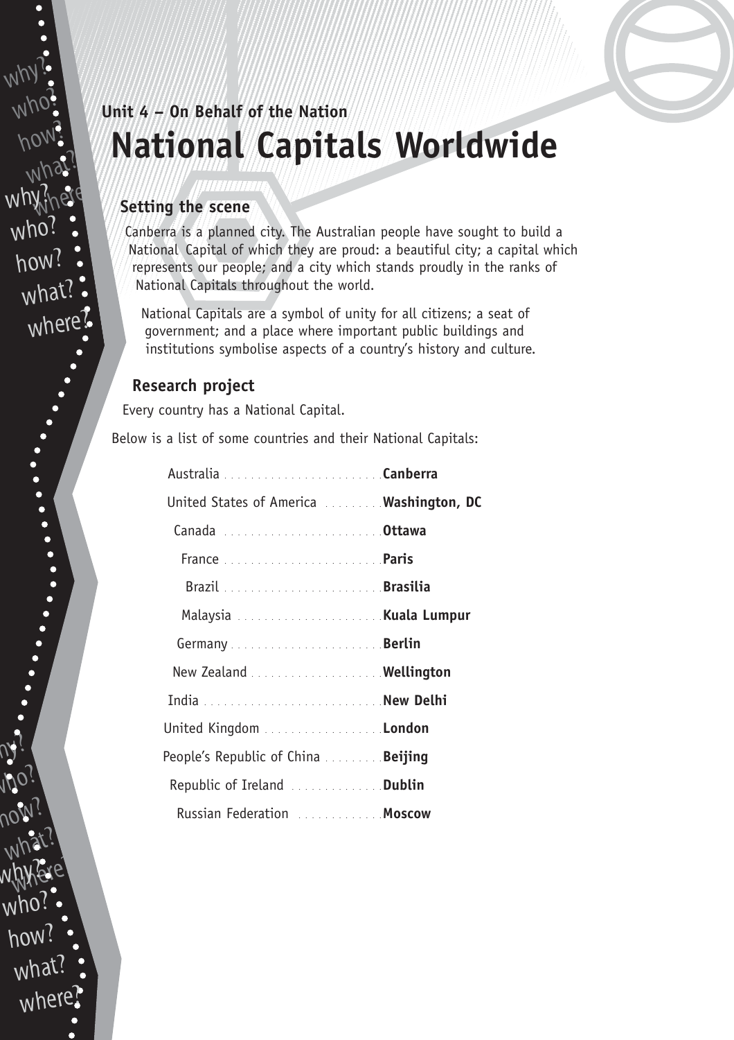## Unit 4 – On Behalf of the Nation

# National Capitals Worldwide

### Setting the scene

Canberra is a planned city. The Australian people have sought to build a National Capital of which they are proud: a beautiful city; a capital which represents our people; and a city which stands proudly in the ranks of National Capitals throughout the world.

National Capitals are a symbol of unity for all citizens; a seat of government; and a place where important public buildings and institutions symbolise aspects of a country's history and culture.

### Research project

Every country has a National Capital.

Below is a list of some countries and their National Capitals:

- Australia .......................... **Canberra**
- United States of America .......... **Washington, DC**
- Canada .......................... **Ottawa**
- France .......................... **Paris**
- Brazil .......................... **Brasilia**
- Malaysia .......................... **Kuala Lumpur**
- Germany .......................... **Berlin**
- New Zealand .......................... **Wellington**
- India .......................... **New Delhi**
- United Kingdom .......................... **London**
- People's Republic of China .......... **Beijing**
- Republic of Ireland .......................... **Dublin**
- Russian Federation .......................... **Moscow**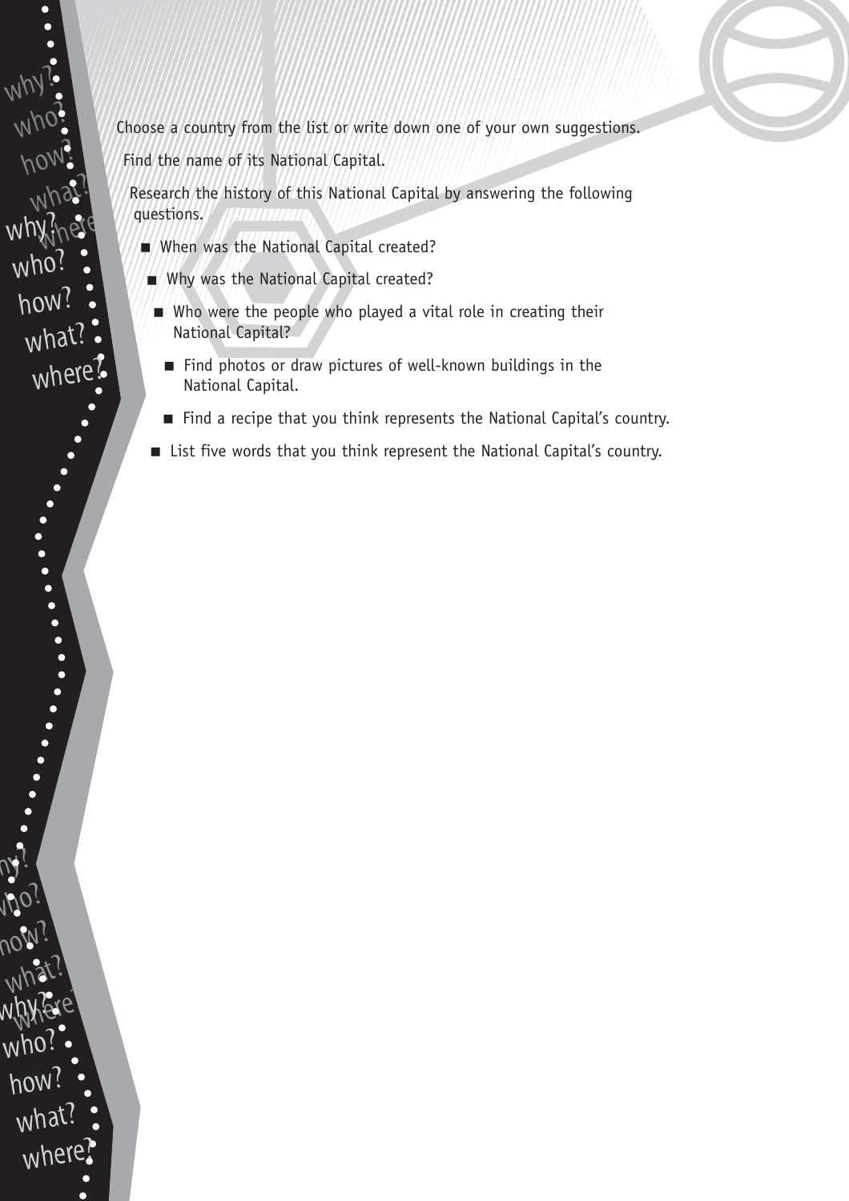Choose a country from the list or write down one of your own suggestions.

Find the name of its National Capital.

Research the history of this National Capital by answering the following questions.

- When was the National Capital created?
- Why was the National Capital created?
- Who were the people who played a vital role in creating their National Capital?
- Find photos or draw pictures of well-known buildings in the National Capital.
- Find a recipe that you think represents the National Capital's country.
- List five words that you think represent the National Capital's country.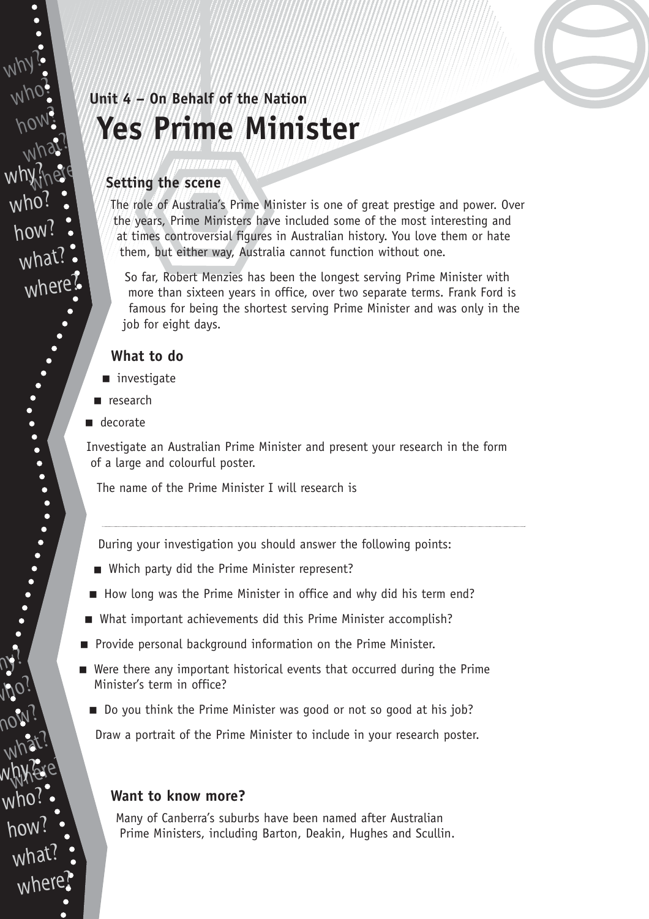**Unit 4 – On Behalf of the Nation**

# Yes Prime Minister

## Setting the scene

The role of Australia's Prime Minister is one of great prestige and power. Over the years, Prime Ministers have included some of the most interesting and at times controversial figures in Australian history. You love them or hate them, but either way, Australia cannot function without one.

So far, Robert Menzies has been the longest serving Prime Minister with more than sixteen years in office, over two separate terms. Frank Ford is famous for being the shortest serving Prime Minister and was only in the job for eight days.

## What to do

- investigate
- research
- decorate

Investigate an Australian Prime Minister and present your research in the form of a large and colourful poster.

The name of the Prime Minister I will research is

..................................................................................................................................

During your investigation you should answer the following points:

- Which party did the Prime Minister represent?
- How long was the Prime Minister in office and why did his term end?
- What important achievements did this Prime Minister accomplish?
- Provide personal background information on the Prime Minister.
- Were there any important historical events that occurred during the Prime Minister's term in office?
- Do you think the Prime Minister was good or not so good at his job?

Draw a portrait of the Prime Minister to include in your research poster.

## Want to know more?

Many of Canberra's suburbs have been named after Australian Prime Ministers, including Barton, Deakin, Hughes and Scullin.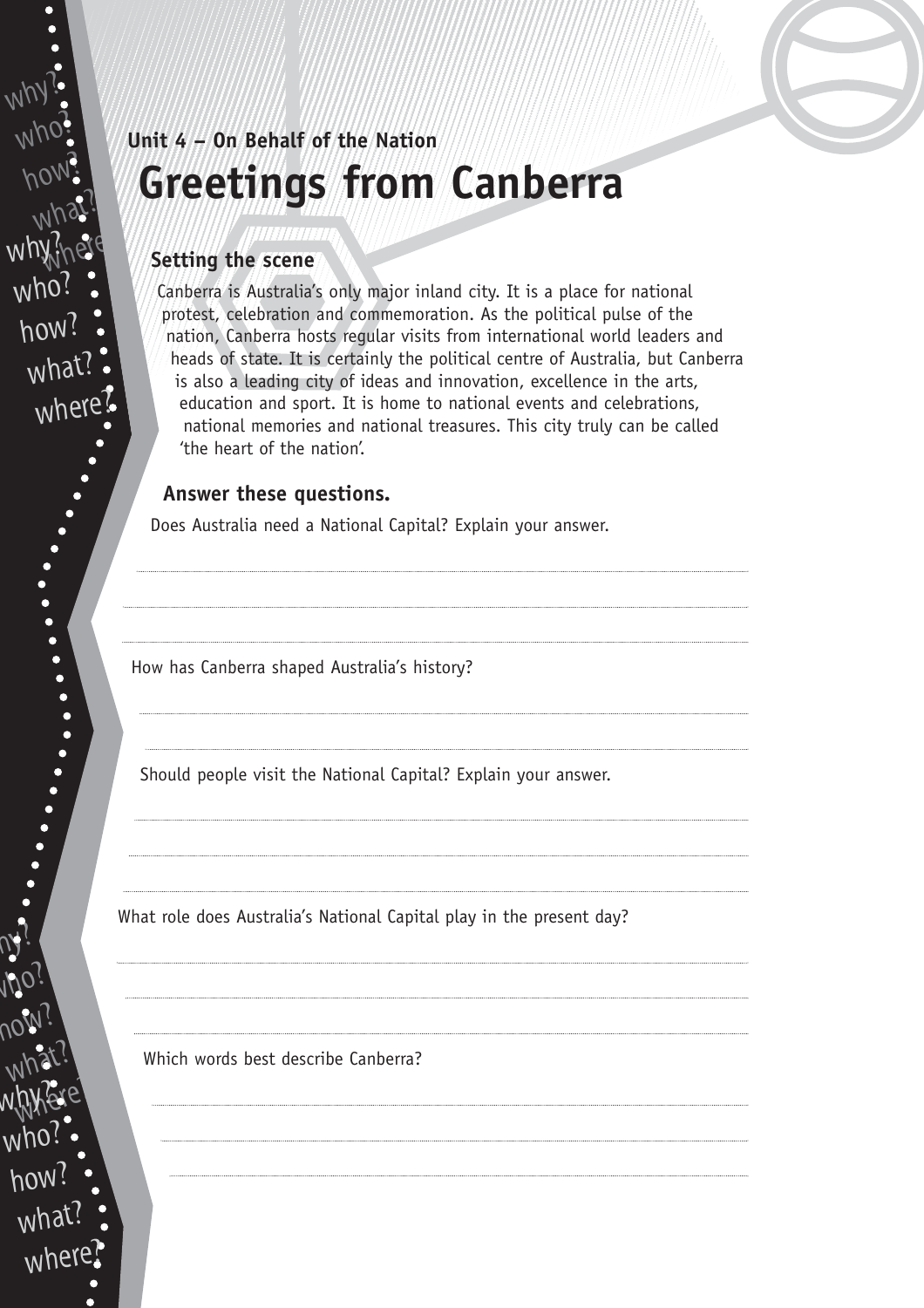**Unit 4 – On Behalf of the Nation**

# Greetings from Canberra

## Setting the scene

Canberra is Australia's only major inland city. It is a place for national protest, celebration and commemoration. As the political pulse of the nation, Canberra hosts regular visits from international world leaders and heads of state. It is certainly the political centre of Australia, but Canberra is also a leading city of ideas and innovation, excellence in the arts, education and sport. It is home to national events and celebrations, national memories and national treasures. This city truly can be called 'the heart of the nation'.

## Answer these questions.

Does Australia need a National Capital? Explain your answer.

How has Canberra shaped Australia's history?

Should people visit the National Capital? Explain your answer.

What role does Australia's National Capital play in the present day?

Which words best describe Canberra?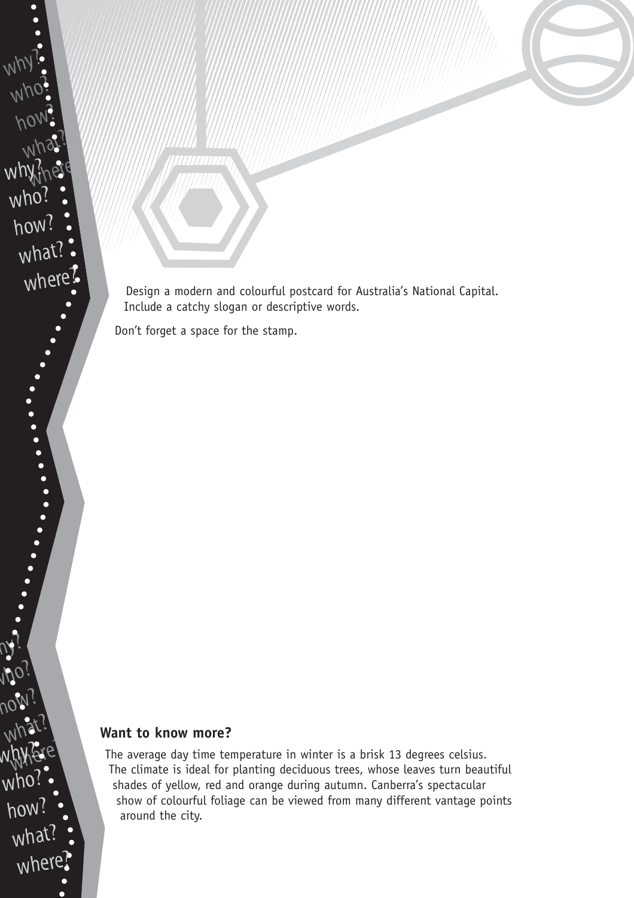Design a modern and colourful postcard for Australia's National Capital. Include a catchy slogan or descriptive words.

Don't forget a space for the stamp.

## Want to know more?

The average day time temperature in winter is a brisk 13 degrees celsius. The climate is ideal for planting deciduous trees, whose leaves turn beautiful shades of yellow, red and orange during autumn. Canberra's spectacular show of colourful foliage can be viewed from many different vantage points around the city.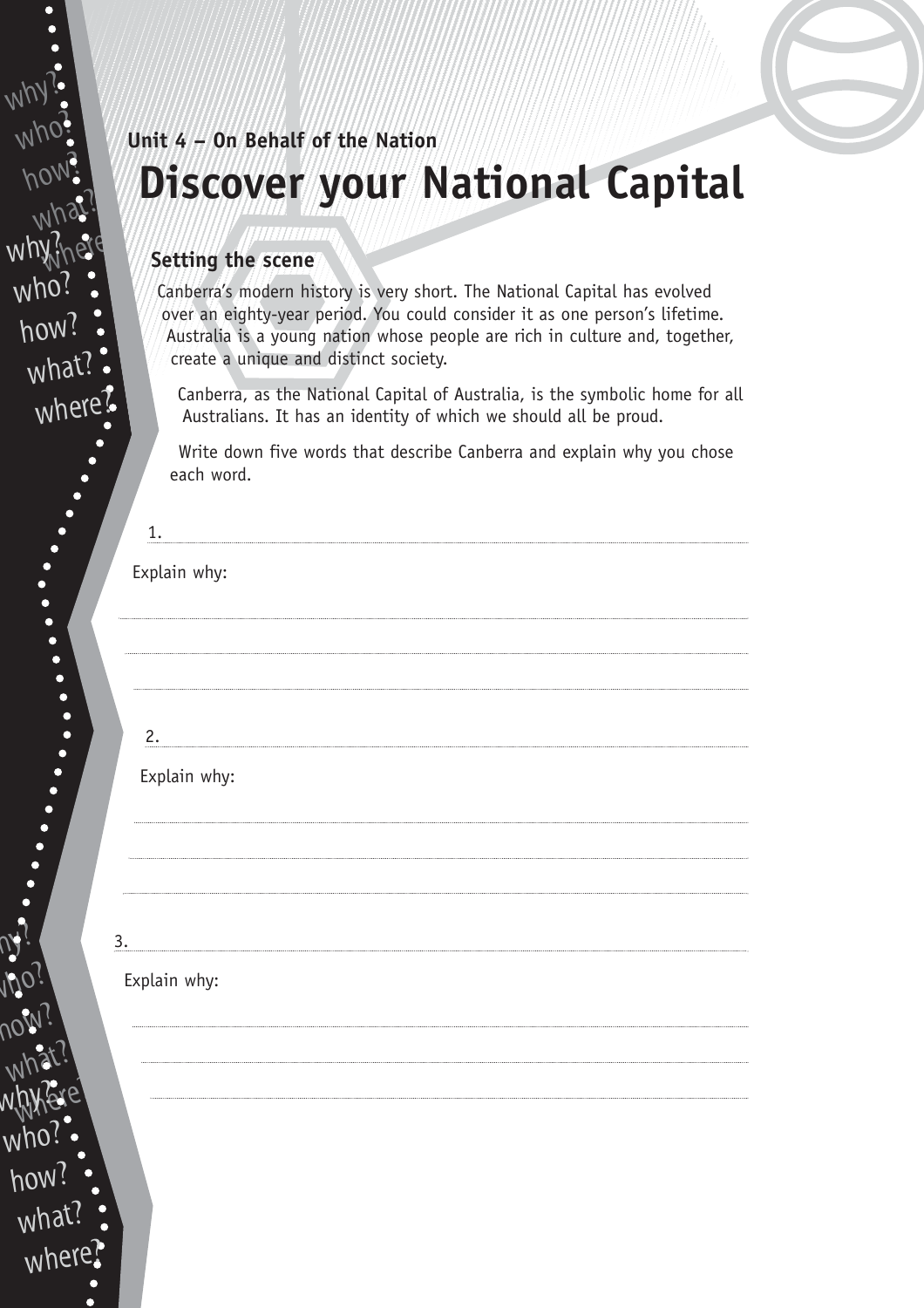Unit 4 – On Behalf of the Nation

# Discover your National Capital

## Setting the scene

Canberra's modern history is very short. The National Capital has evolved over an eighty-year period. You could consider it as one person's lifetime. Australia is a young nation whose people are rich in culture and, together, create a unique and distinct society.

Canberra, as the National Capital of Australia, is the symbolic home for all Australians. It has an identity of which we should all be proud.

Write down five words that describe Canberra and explain why you chose each word.

1. ..........................................................................

Explain why:

..........................................................................

..........................................................................

..........................................................................

2. ..........................................................................

Explain why:

..........................................................................

..........................................................................

..........................................................................

3. ..........................................................................

Explain why:

..........................................................................

..........................................................................

..........................................................................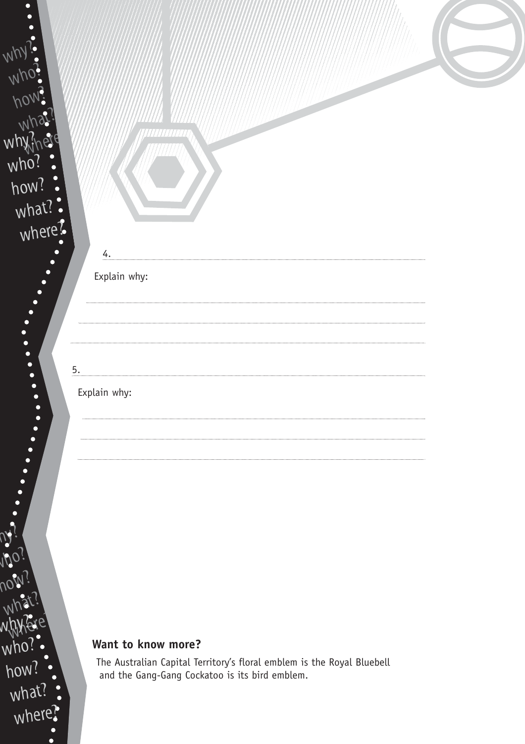4.

Explain why:

5.

Explain why:

**Want to know more?**

The Australian Capital Territory's floral emblem is the Royal Bluebell and the Gang-Gang Cockatoo is its bird emblem.